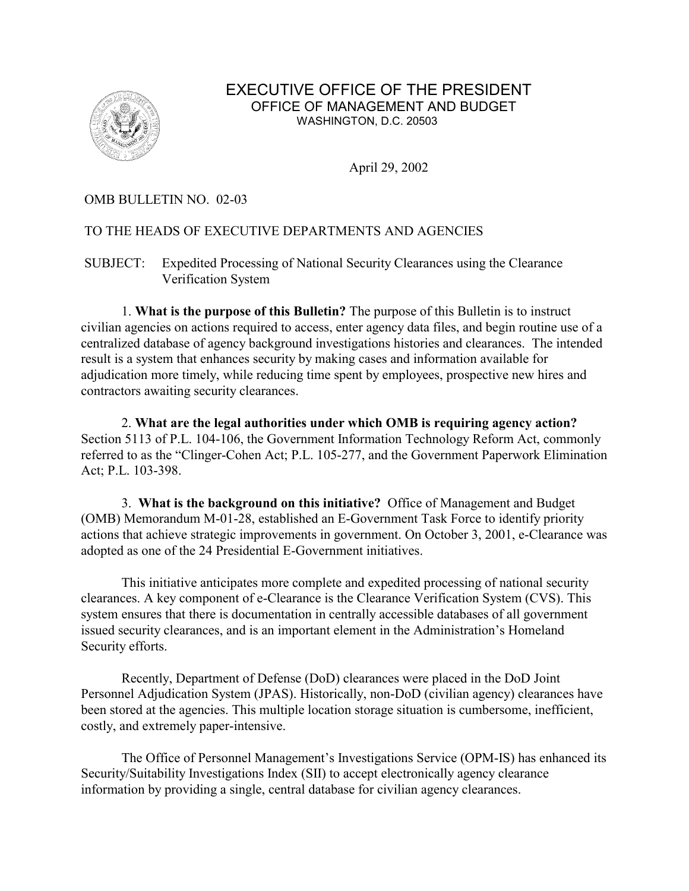# EXECUTIVE OFFICE OF THE PRESIDENT

## OFFICE OF MANAGEMENT AND BUDGET

WASHINGTON, D.C. 20503

April 29, 2002

OMB BULLETIN NO. 02-03

TO THE HEADS OF EXECUTIVE DEPARTMENTS AND AGENCIES

SUBJECT: Expedited Processing of National Security Clearances using the Clearance Verification System

1. **What is the purpose of this Bulletin?** The purpose of this Bulletin is to instruct civilian agencies on actions required to access, enter agency data files, and begin routine use of a centralized database of agency background investigations histories and clearances. The intended result is a system that enhances security by making cases and information available for adjudication more timely, while reducing time spent by employees, prospective new hires and contractors awaiting security clearances.

2. **What are the legal authorities under which OMB is requiring agency action?** Section 5113 of P.L. 104-106, the Government Information Technology Reform Act, commonly referred to as the "Clinger-Cohen Act; P.L. 105-277, and the Government Paperwork Elimination Act; P.L. 103-398.

3. **What is the background on this initiative?** Office of Management and Budget (OMB) Memorandum M-01-28, established an E-Government Task Force to identify priority actions that achieve strategic improvements in government. On October 3, 2001, e-Clearance was adopted as one of the 24 Presidential E-Government initiatives.

This initiative anticipates more complete and expedited processing of national security clearances. A key component of e-Clearance is the Clearance Verification System (CVS). This system ensures that there is documentation in centrally accessible databases of all government issued security clearances, and is an important element in the Administration's Homeland Security efforts.

Recently, Department of Defense (DoD) clearances were placed in the DoD Joint Personnel Adjudication System (JPAS). Historically, non-DoD (civilian agency) clearances have been stored at the agencies. This multiple location storage situation is cumbersome, inefficient, costly, and extremely paper-intensive.

The Office of Personnel Management's Investigations Service (OPM-IS) has enhanced its Security/Suitability Investigations Index (SII) to accept electronically agency clearance information by providing a single, central database for civilian agency clearances.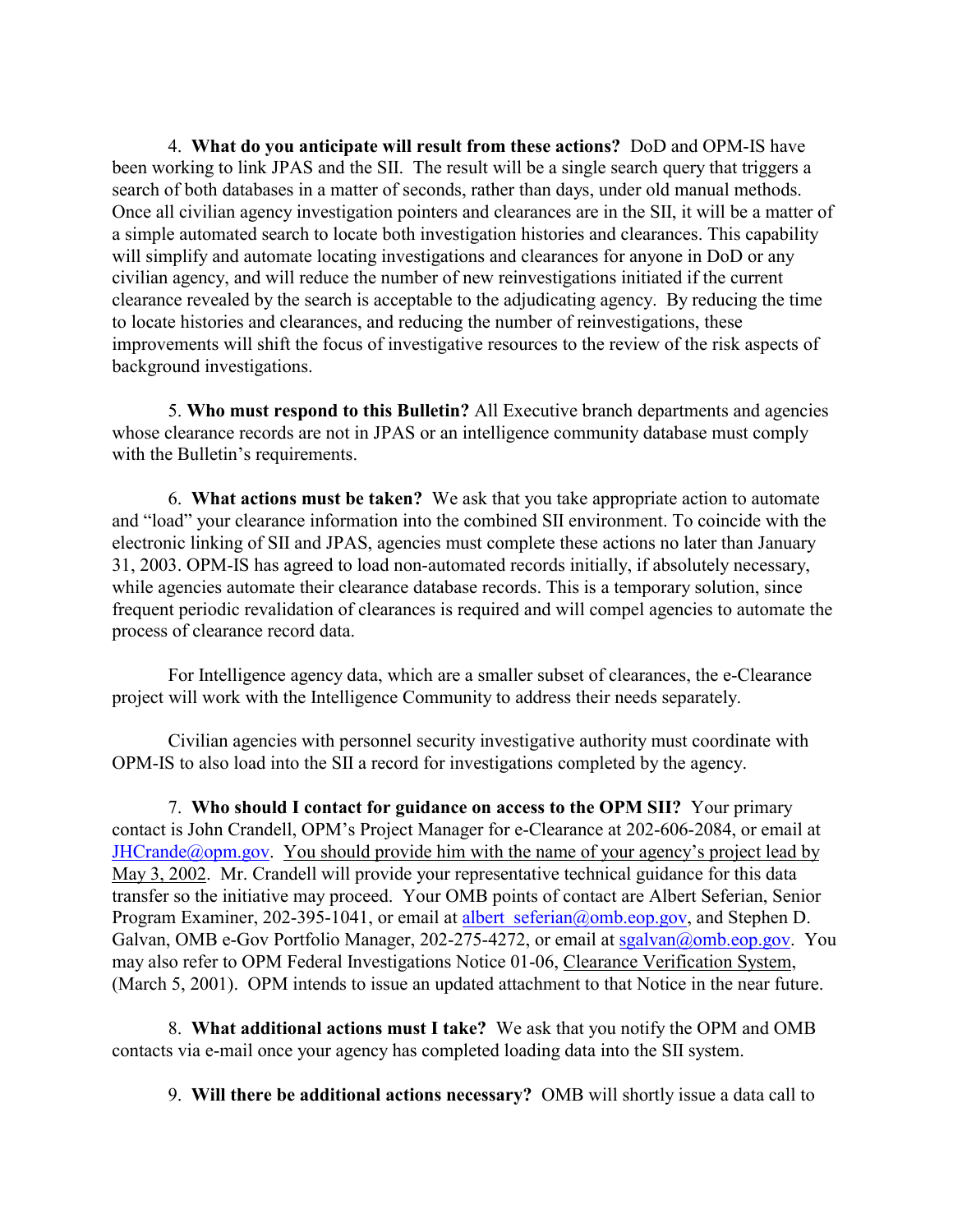4. **What do you anticipate will result from these actions?** DoD and OPM-IS have been working to link JPAS and the SII. The result will be a single search query that triggers a search of both databases in a matter of seconds, rather than days, under old manual methods. Once all civilian agency investigation pointers and clearances are in the SII, it will be a matter of a simple automated search to locate both investigation histories and clearances. This capability will simplify and automate locating investigations and clearances for anyone in DoD or any civilian agency, and will reduce the number of new reinvestigations initiated if the current clearance revealed by the search is acceptable to the adjudicating agency. By reducing the time to locate histories and clearances, and reducing the number of reinvestigations, these improvements will shift the focus of investigative resources to the review of the risk aspects of background investigations.

5. **Who must respond to this Bulletin?** All Executive branch departments and agencies whose clearance records are not in JPAS or an intelligence community database must comply with the Bulletin's requirements.

6. **What actions must be taken?** We ask that you take appropriate action to automate and "load" your clearance information into the combined SII environment. To coincide with the electronic linking of SII and JPAS, agencies must complete these actions no later than January 31, 2003. OPM-IS has agreed to load non-automated records initially, if absolutely necessary, while agencies automate their clearance database records. This is a temporary solution, since frequent periodic revalidation of clearances is required and will compel agencies to automate the process of clearance record data.

For Intelligence agency data, which are a smaller subset of clearances, the e-Clearance project will work with the Intelligence Community to address their needs separately.

Civilian agencies with personnel security investigative authority must coordinate with OPM-IS to also load into the SII a record for investigations completed by the agency.

7. **Who should I contact for guidance on access to the OPM SII?** Your primary contact is John Crandell, OPM's Project Manager for e-Clearance at 202-606-2084, or email at JHCrande@opm.gov. You should provide him with the name of your agency's project lead by May 3, 2002. Mr. Crandell will provide your representative technical guidance for this data transfer so the initiative may proceed. Your OMB points of contact are Albert Seferian, Senior Program Examiner, 202-395-1041, or email at albert_seferian@omb.eop.gov, and Stephen D. Galvan, OMB e-Gov Portfolio Manager, 202-275-4272, or email at sgalvan@omb.eop.gov. You may also refer to OPM Federal Investigations Notice 01-06, Clearance Verification System, (March 5, 2001). OPM intends to issue an updated attachment to that Notice in the near future.

8. **What additional actions must I take?** We ask that you notify the OPM and OMB contacts via e-mail once your agency has completed loading data into the SII system.

9. **Will there be additional actions necessary?** OMB will shortly issue a data call to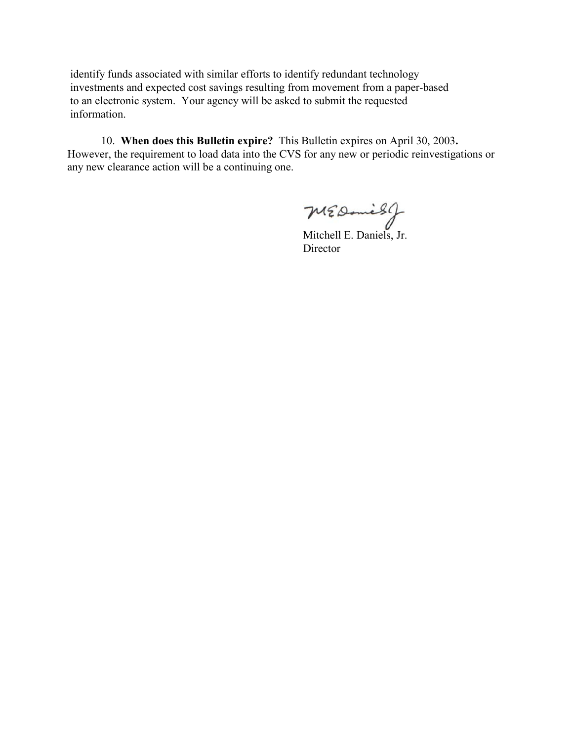identify funds associated with similar efforts to identify redundant technology investments and expected cost savings resulting from movement from a paper-based to an electronic system. Your agency will be asked to submit the requested information.

10. **When does this Bulletin expire?** This Bulletin expires on April 30, 2003**.** However, the requirement to load data into the CVS for any new or periodic reinvestigations or any new clearance action will be a continuing one.

Mitchell E. Daniels, Jr.
Director